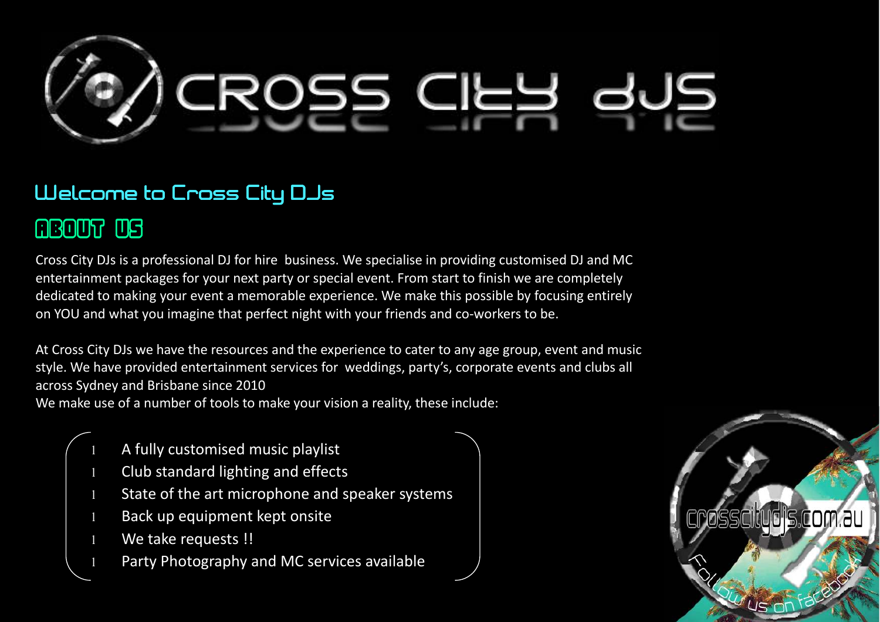# CROSS CITY DJS

## Welcome to Cross City DJs

## ABOUT US

Cross City DJs is a professional DJ for hire  business. We specialise in providing customised DJ and MC entertainment packages for your next party or special event. From start to finish we are completely dedicated to making your event a memorable experience. We make this possible by focusing entirely on YOU and what you imagine that perfect night with your friends and co-workers to be.

At Cross City DJs we have the resources and the experience to cater to any age group, event and music style. We have provided entertainment services for  weddings, party's, corporate events and clubs all across Sydney and Brisbane since 2010
We make use of a number of tools to make your vision a reality, these include:

- A fully customised music playlist
- Club standard lighting and effects
- State of the art microphone and speaker systems
- Back up equipment kept onsite
- We take requests !!
- Party Photography and MC services available

crosscitydjs.com.au

Follow us on facebook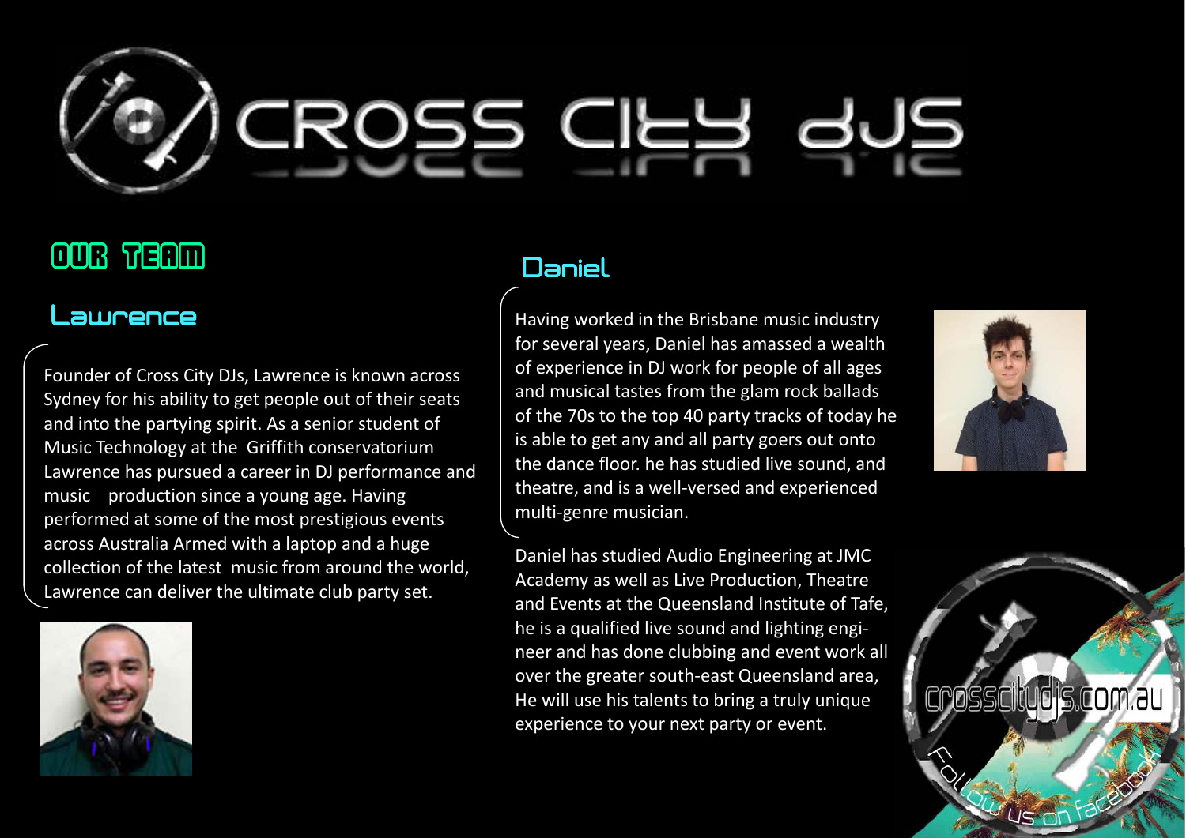# CROSS CITY DJS

## OUR TEAM

### Lawrence

Founder of Cross City DJs, Lawrence is known across Sydney for his ability to get people out of their seats and into the partying spirit. As a senior student of Music Technology at the Griffith conservatorium Lawrence has pursued a career in DJ performance and music production since a young age. Having performed at some of the most prestigious events across Australia Armed with a laptop and a huge collection of the latest music from around the world, Lawrence can deliver the ultimate club party set.

### Daniel

Having worked in the Brisbane music industry for several years, Daniel has amassed a wealth of experience in DJ work for people of all ages and musical tastes from the glam rock ballads of the 70s to the top 40 party tracks of today he is able to get any and all party goers out onto the dance floor. he has studied live sound, and theatre, and is a well-versed and experienced multi-genre musician.

Daniel has studied Audio Engineering at JMC Academy as well as Live Production, Theatre and Events at the Queensland Institute of Tafe, he is a qualified live sound and lighting engineer and has done clubbing and event work all over the greater south-east Queensland area, He will use his talents to bring a truly unique experience to your next party or event.

crosscitydjs.com.au

Follow us on facebook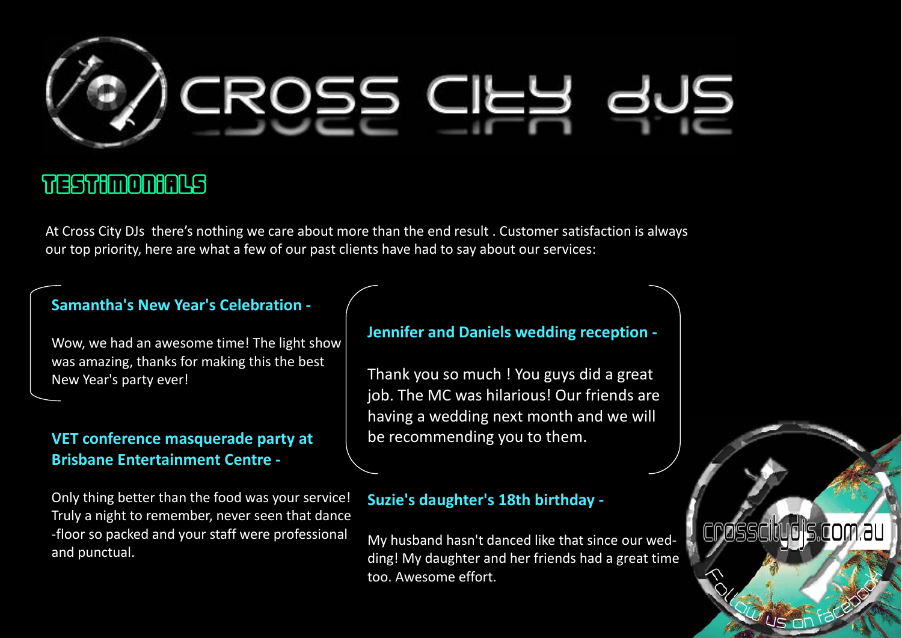# CROSS CITY DJS

## TESTIMONIALS

At Cross City DJs there's nothing we care about more than the end result . Customer satisfaction is always our top priority, here are what a few of our past clients have had to say about our services:

### Samantha's New Year's Celebration -

Wow, we had an awesome time! The light show was amazing, thanks for making this the best New Year's party ever!

### VET conference masquerade party at Brisbane Entertainment Centre -

Only thing better than the food was your service! Truly a night to remember, never seen that dance-floor so packed and your staff were professional and punctual.

### Jennifer and Daniels wedding reception -

Thank you so much ! You guys did a great job. The MC was hilarious! Our friends are having a wedding next month and we will be recommending you to them.

### Suzie's daughter's 18th birthday -

My husband hasn't danced like that since our wedding! My daughter and her friends had a great time too. Awesome effort.

crosscitydjs.com.au

Follow us on facebook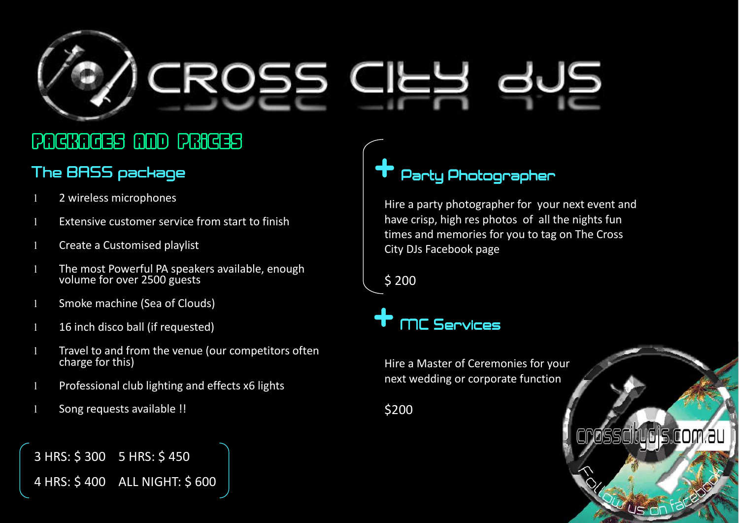# CROSS CITY DJS

## PACKAGES AND PRICES

### The BASS package

- 2 wireless microphones
- Extensive customer service from start to finish
- Create a Customised playlist
- The most Powerful PA speakers available, enough volume for over 2500 guests
- Smoke machine (Sea of Clouds)
- 16 inch disco ball (if requested)
- Travel to and from the venue (our competitors often charge for this)
- Professional club lighting and effects x6 lights
- Song requests available !!

3 HRS: $ 300  5 HRS: $ 450

4 HRS: $ 400  ALL NIGHT: $ 600

### + Party Photographer

Hire a party photographer for your next event and have crisp, high res photos of all the nights fun times and memories for you to tag on The Cross City DJs Facebook page

$ 200

### + MC Services

Hire a Master of Ceremonies for your next wedding or corporate function

$200

crosscitydjs.com.au

Follow us on facebook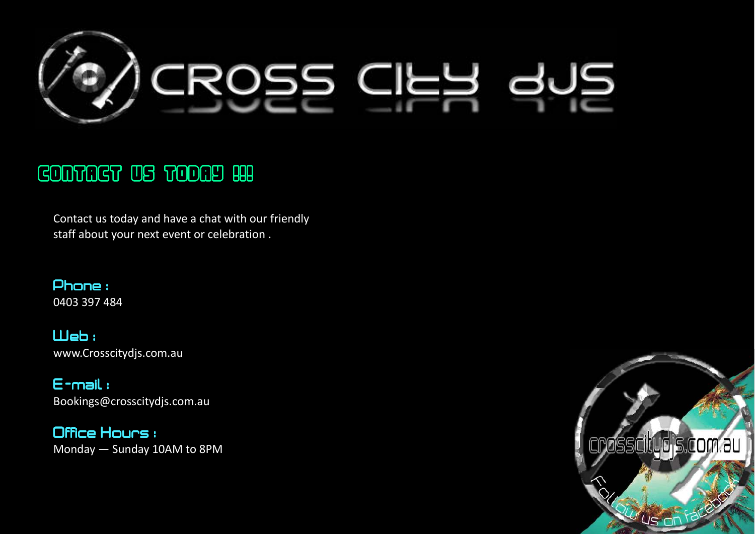# CROSS CITY DJS

## CONTACT US TODAY !!!

Contact us today and have a chat with our friendly staff about your next event or celebration .

**Phone :**
0403 397 484

**Web :**
www.Crosscitydjs.com.au

**E-mail :**
Bookings@crosscitydjs.com.au

**Office Hours :**
Monday — Sunday 10AM to 8PM

crosscitydjs.com.au

Follow us on facebook